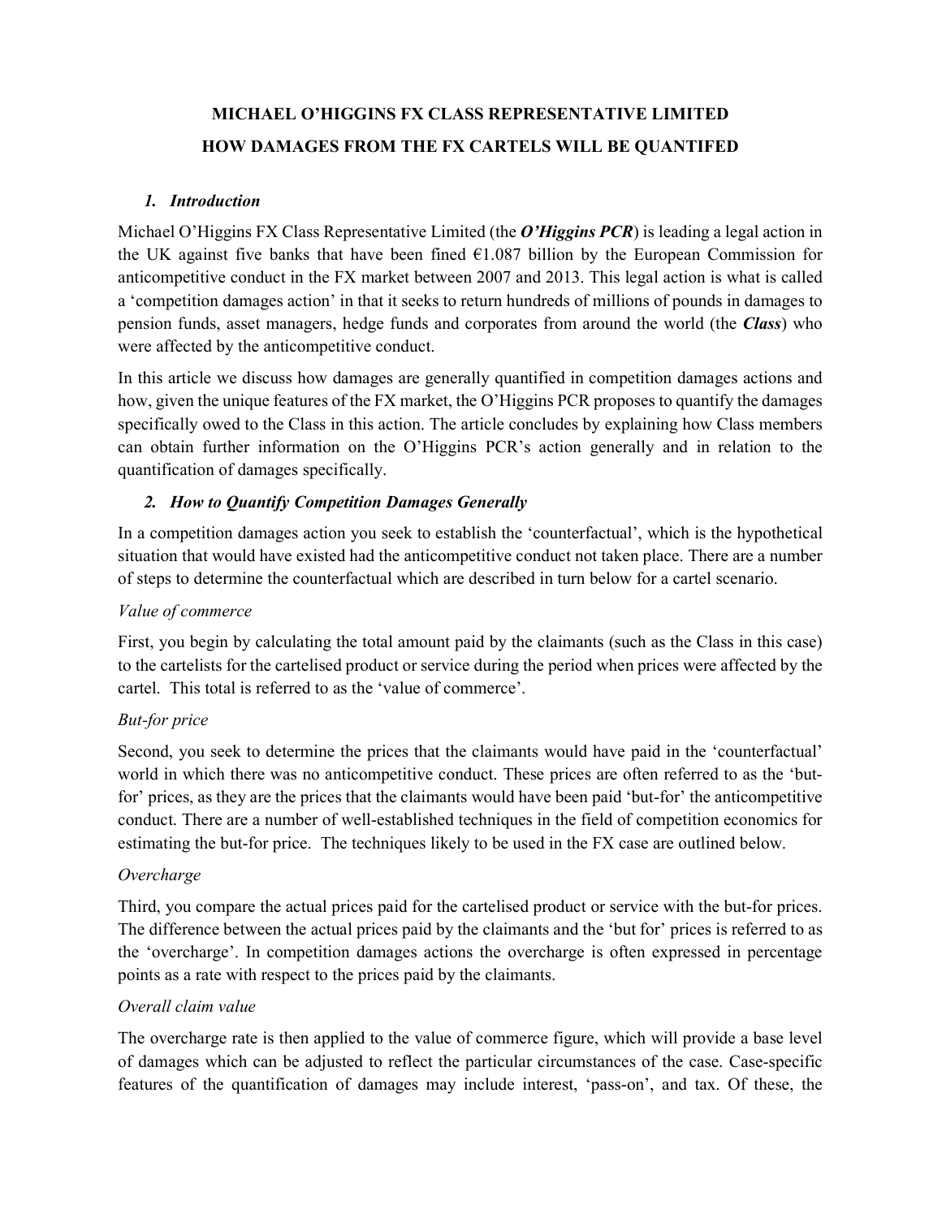# MICHAEL O'HIGGINS FX CLASS REPRESENTATIVE LIMITED
# HOW DAMAGES FROM THE FX CARTELS WILL BE QUANTIFED

## *1. Introduction*

Michael O'Higgins FX Class Representative Limited (the ***O'Higgins PCR***) is leading a legal action in the UK against five banks that have been fined €1.087 billion by the European Commission for anticompetitive conduct in the FX market between 2007 and 2013. This legal action is what is called a 'competition damages action' in that it seeks to return hundreds of millions of pounds in damages to pension funds, asset managers, hedge funds and corporates from around the world (the ***Class***) who were affected by the anticompetitive conduct.

In this article we discuss how damages are generally quantified in competition damages actions and how, given the unique features of the FX market, the O'Higgins PCR proposes to quantify the damages specifically owed to the Class in this action. The article concludes by explaining how Class members can obtain further information on the O'Higgins PCR's action generally and in relation to the quantification of damages specifically.

## *2. How to Quantify Competition Damages Generally*

In a competition damages action you seek to establish the 'counterfactual', which is the hypothetical situation that would have existed had the anticompetitive conduct not taken place. There are a number of steps to determine the counterfactual which are described in turn below for a cartel scenario.

### *Value of commerce*

First, you begin by calculating the total amount paid by the claimants (such as the Class in this case) to the cartelists for the cartelised product or service during the period when prices were affected by the cartel. This total is referred to as the 'value of commerce'.

### *But-for price*

Second, you seek to determine the prices that the claimants would have paid in the 'counterfactual' world in which there was no anticompetitive conduct. These prices are often referred to as the 'but-for' prices, as they are the prices that the claimants would have been paid 'but-for' the anticompetitive conduct. There are a number of well-established techniques in the field of competition economics for estimating the but-for price. The techniques likely to be used in the FX case are outlined below.

### *Overcharge*

Third, you compare the actual prices paid for the cartelised product or service with the but-for prices. The difference between the actual prices paid by the claimants and the 'but for' prices is referred to as the 'overcharge'. In competition damages actions the overcharge is often expressed in percentage points as a rate with respect to the prices paid by the claimants.

### *Overall claim value*

The overcharge rate is then applied to the value of commerce figure, which will provide a base level of damages which can be adjusted to reflect the particular circumstances of the case. Case-specific features of the quantification of damages may include interest, 'pass-on', and tax. Of these, the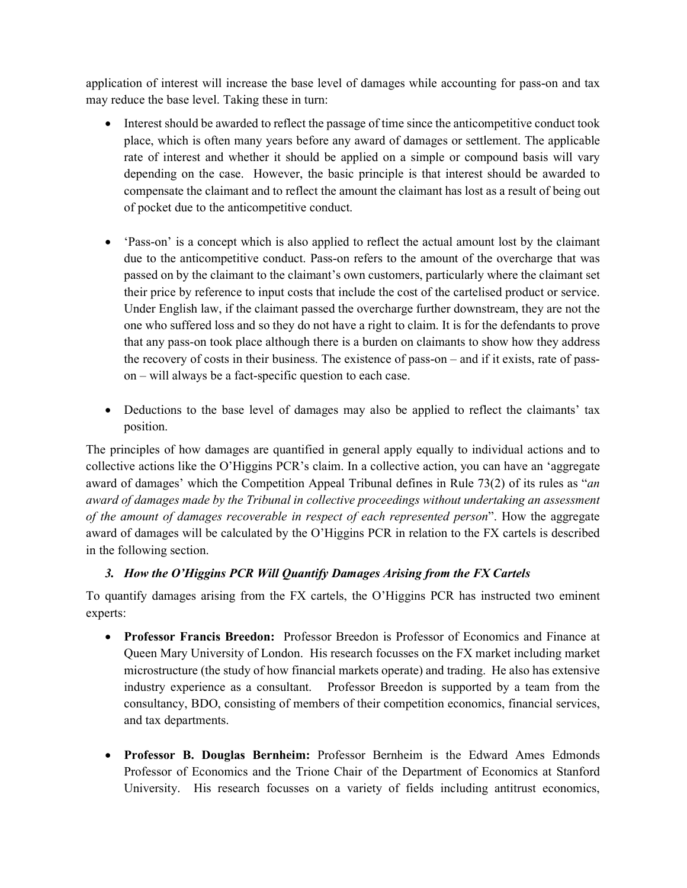application of interest will increase the base level of damages while accounting for pass-on and tax may reduce the base level. Taking these in turn:

- Interest should be awarded to reflect the passage of time since the anticompetitive conduct took place, which is often many years before any award of damages or settlement. The applicable rate of interest and whether it should be applied on a simple or compound basis will vary depending on the case. However, the basic principle is that interest should be awarded to compensate the claimant and to reflect the amount the claimant has lost as a result of being out of pocket due to the anticompetitive conduct.

- 'Pass-on' is a concept which is also applied to reflect the actual amount lost by the claimant due to the anticompetitive conduct. Pass-on refers to the amount of the overcharge that was passed on by the claimant to the claimant's own customers, particularly where the claimant set their price by reference to input costs that include the cost of the cartelised product or service. Under English law, if the claimant passed the overcharge further downstream, they are not the one who suffered loss and so they do not have a right to claim. It is for the defendants to prove that any pass-on took place although there is a burden on claimants to show how they address the recovery of costs in their business. The existence of pass-on – and if it exists, rate of pass-on – will always be a fact-specific question to each case.

- Deductions to the base level of damages may also be applied to reflect the claimants' tax position.

The principles of how damages are quantified in general apply equally to individual actions and to collective actions like the O'Higgins PCR's claim. In a collective action, you can have an 'aggregate award of damages' which the Competition Appeal Tribunal defines in Rule 73(2) of its rules as "*an award of damages made by the Tribunal in collective proceedings without undertaking an assessment of the amount of damages recoverable in respect of each represented person*". How the aggregate award of damages will be calculated by the O'Higgins PCR in relation to the FX cartels is described in the following section.

### *3. How the O'Higgins PCR Will Quantify Damages Arising from the FX Cartels*

To quantify damages arising from the FX cartels, the O'Higgins PCR has instructed two eminent experts:

- **Professor Francis Breedon:** Professor Breedon is Professor of Economics and Finance at Queen Mary University of London. His research focusses on the FX market including market microstructure (the study of how financial markets operate) and trading. He also has extensive industry experience as a consultant. Professor Breedon is supported by a team from the consultancy, BDO, consisting of members of their competition economics, financial services, and tax departments.

- **Professor B. Douglas Bernheim:** Professor Bernheim is the Edward Ames Edmonds Professor of Economics and the Trione Chair of the Department of Economics at Stanford University. His research focusses on a variety of fields including antitrust economics,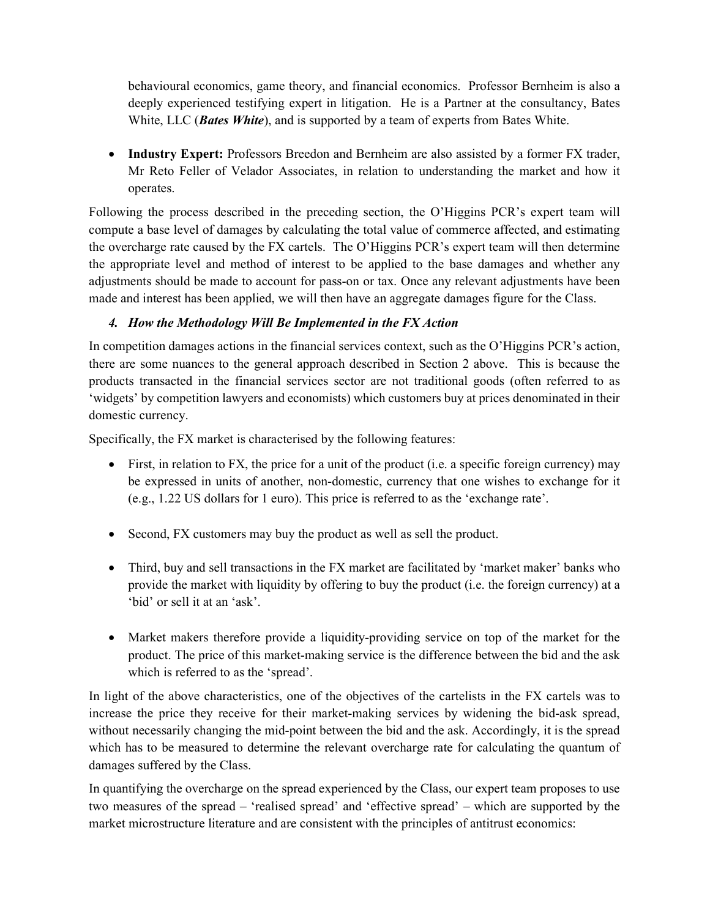behavioural economics, game theory, and financial economics. Professor Bernheim is also a deeply experienced testifying expert in litigation. He is a Partner at the consultancy, Bates White, LLC (***Bates White***), and is supported by a team of experts from Bates White.

- **Industry Expert:** Professors Breedon and Bernheim are also assisted by a former FX trader, Mr Reto Feller of Velador Associates, in relation to understanding the market and how it operates.

Following the process described in the preceding section, the O'Higgins PCR's expert team will compute a base level of damages by calculating the total value of commerce affected, and estimating the overcharge rate caused by the FX cartels. The O'Higgins PCR's expert team will then determine the appropriate level and method of interest to be applied to the base damages and whether any adjustments should be made to account for pass-on or tax. Once any relevant adjustments have been made and interest has been applied, we will then have an aggregate damages figure for the Class.

### *4. How the Methodology Will Be Implemented in the FX Action*

In competition damages actions in the financial services context, such as the O'Higgins PCR's action, there are some nuances to the general approach described in Section 2 above. This is because the products transacted in the financial services sector are not traditional goods (often referred to as 'widgets' by competition lawyers and economists) which customers buy at prices denominated in their domestic currency.

Specifically, the FX market is characterised by the following features:

- First, in relation to FX, the price for a unit of the product (i.e. a specific foreign currency) may be expressed in units of another, non-domestic, currency that one wishes to exchange for it (e.g., 1.22 US dollars for 1 euro). This price is referred to as the 'exchange rate'.

- Second, FX customers may buy the product as well as sell the product.

- Third, buy and sell transactions in the FX market are facilitated by 'market maker' banks who provide the market with liquidity by offering to buy the product (i.e. the foreign currency) at a 'bid' or sell it at an 'ask'.

- Market makers therefore provide a liquidity-providing service on top of the market for the product. The price of this market-making service is the difference between the bid and the ask which is referred to as the 'spread'.

In light of the above characteristics, one of the objectives of the cartelists in the FX cartels was to increase the price they receive for their market-making services by widening the bid-ask spread, without necessarily changing the mid-point between the bid and the ask. Accordingly, it is the spread which has to be measured to determine the relevant overcharge rate for calculating the quantum of damages suffered by the Class.

In quantifying the overcharge on the spread experienced by the Class, our expert team proposes to use two measures of the spread – 'realised spread' and 'effective spread' – which are supported by the market microstructure literature and are consistent with the principles of antitrust economics: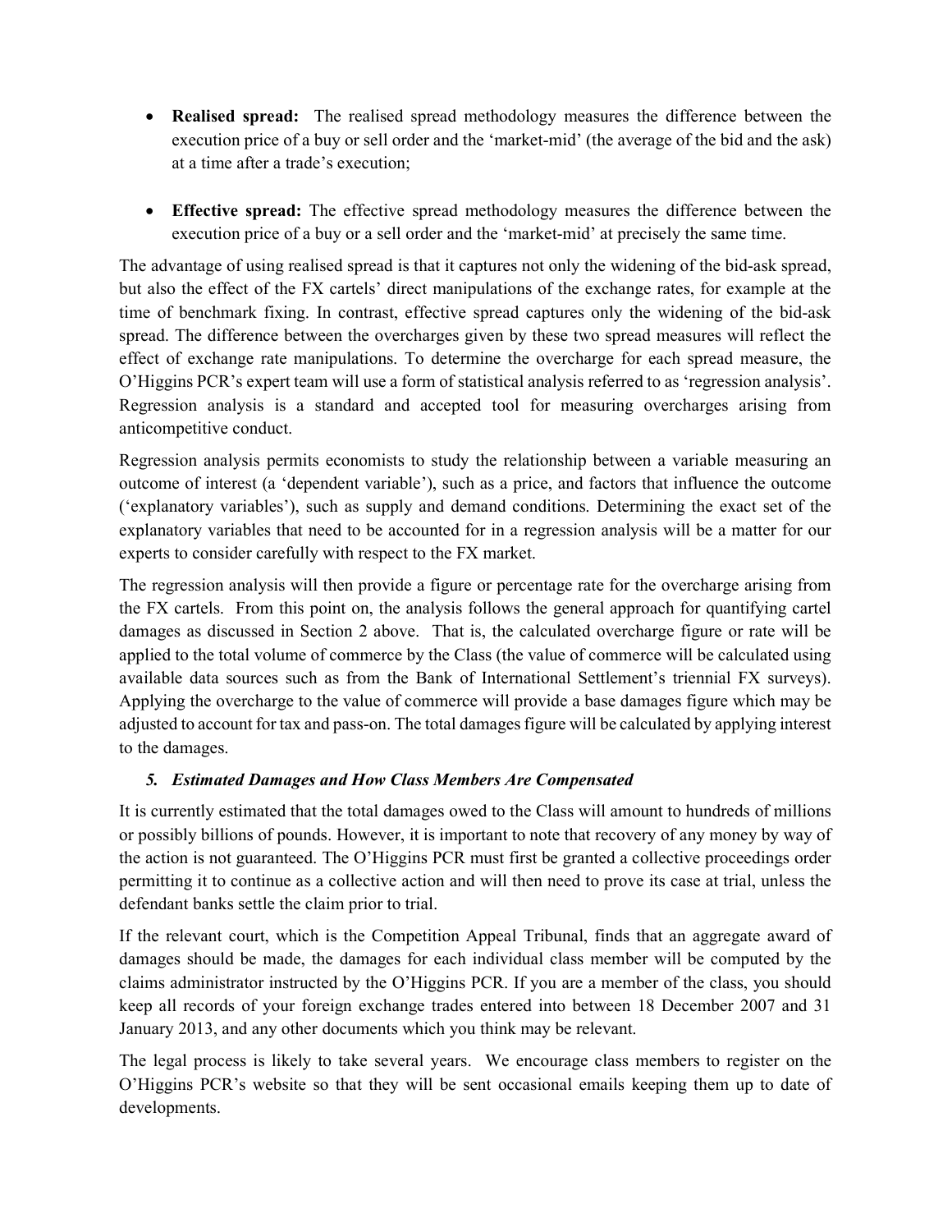- **Realised spread:** The realised spread methodology measures the difference between the execution price of a buy or sell order and the 'market-mid' (the average of the bid and the ask) at a time after a trade's execution;

- **Effective spread:** The effective spread methodology measures the difference between the execution price of a buy or a sell order and the 'market-mid' at precisely the same time.

The advantage of using realised spread is that it captures not only the widening of the bid-ask spread, but also the effect of the FX cartels' direct manipulations of the exchange rates, for example at the time of benchmark fixing. In contrast, effective spread captures only the widening of the bid-ask spread. The difference between the overcharges given by these two spread measures will reflect the effect of exchange rate manipulations. To determine the overcharge for each spread measure, the O'Higgins PCR's expert team will use a form of statistical analysis referred to as 'regression analysis'. Regression analysis is a standard and accepted tool for measuring overcharges arising from anticompetitive conduct.

Regression analysis permits economists to study the relationship between a variable measuring an outcome of interest (a 'dependent variable'), such as a price, and factors that influence the outcome ('explanatory variables'), such as supply and demand conditions. Determining the exact set of the explanatory variables that need to be accounted for in a regression analysis will be a matter for our experts to consider carefully with respect to the FX market.

The regression analysis will then provide a figure or percentage rate for the overcharge arising from the FX cartels. From this point on, the analysis follows the general approach for quantifying cartel damages as discussed in Section 2 above. That is, the calculated overcharge figure or rate will be applied to the total volume of commerce by the Class (the value of commerce will be calculated using available data sources such as from the Bank of International Settlement's triennial FX surveys). Applying the overcharge to the value of commerce will provide a base damages figure which may be adjusted to account for tax and pass-on. The total damages figure will be calculated by applying interest to the damages.

### *5. Estimated Damages and How Class Members Are Compensated*

It is currently estimated that the total damages owed to the Class will amount to hundreds of millions or possibly billions of pounds. However, it is important to note that recovery of any money by way of the action is not guaranteed. The O'Higgins PCR must first be granted a collective proceedings order permitting it to continue as a collective action and will then need to prove its case at trial, unless the defendant banks settle the claim prior to trial.

If the relevant court, which is the Competition Appeal Tribunal, finds that an aggregate award of damages should be made, the damages for each individual class member will be computed by the claims administrator instructed by the O'Higgins PCR. If you are a member of the class, you should keep all records of your foreign exchange trades entered into between 18 December 2007 and 31 January 2013, and any other documents which you think may be relevant.

The legal process is likely to take several years. We encourage class members to register on the O'Higgins PCR's website so that they will be sent occasional emails keeping them up to date of developments.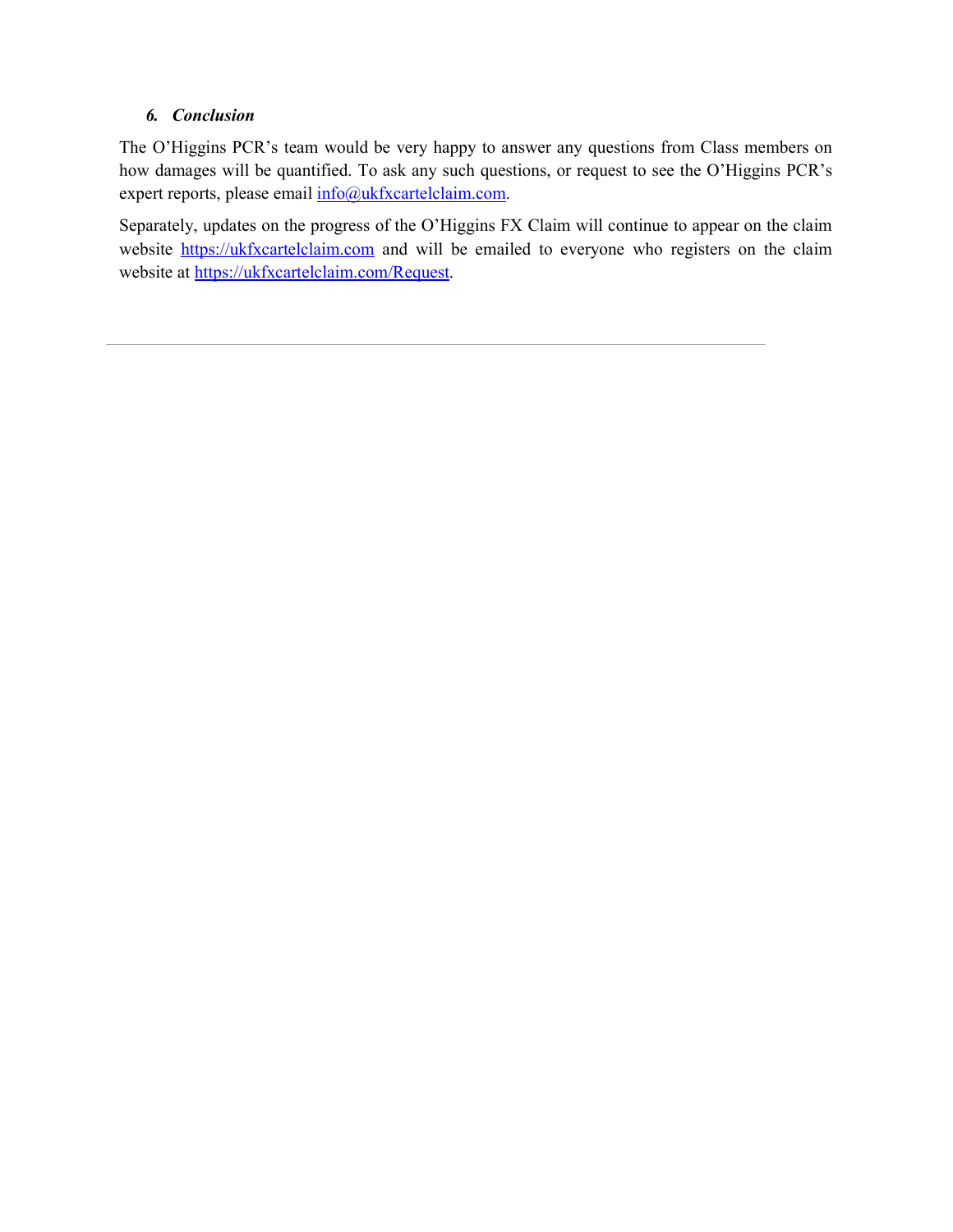### *6. Conclusion*

The O'Higgins PCR's team would be very happy to answer any questions from Class members on how damages will be quantified. To ask any such questions, or request to see the O'Higgins PCR's expert reports, please email info@ukfxcartelclaim.com.

Separately, updates on the progress of the O'Higgins FX Claim will continue to appear on the claim website https://ukfxcartelclaim.com and will be emailed to everyone who registers on the claim website at https://ukfxcartelclaim.com/Request.

---